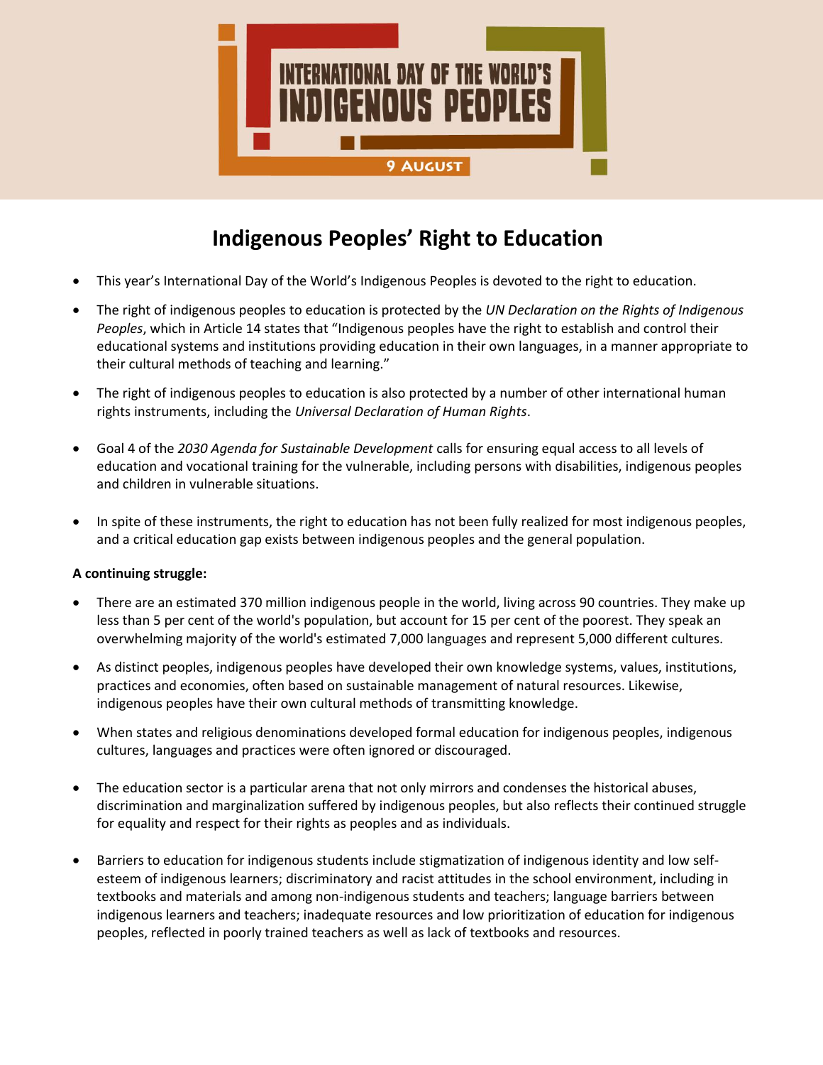INTERNATIONAL DAY OF THE WORLD'S INDIGENOUS PEOPLES

9 AUGUST

# Indigenous Peoples' Right to Education

- This year's International Day of the World's Indigenous Peoples is devoted to the right to education.
- The right of indigenous peoples to education is protected by the *UN Declaration on the Rights of Indigenous Peoples*, which in Article 14 states that "Indigenous peoples have the right to establish and control their educational systems and institutions providing education in their own languages, in a manner appropriate to their cultural methods of teaching and learning."
- The right of indigenous peoples to education is also protected by a number of other international human rights instruments, including the *Universal Declaration of Human Rights*.
- Goal 4 of the *2030 Agenda for Sustainable Development* calls for ensuring equal access to all levels of education and vocational training for the vulnerable, including persons with disabilities, indigenous peoples and children in vulnerable situations.
- In spite of these instruments, the right to education has not been fully realized for most indigenous peoples, and a critical education gap exists between indigenous peoples and the general population.

**A continuing struggle:**

- There are an estimated 370 million indigenous people in the world, living across 90 countries. They make up less than 5 per cent of the world's population, but account for 15 per cent of the poorest. They speak an overwhelming majority of the world's estimated 7,000 languages and represent 5,000 different cultures.
- As distinct peoples, indigenous peoples have developed their own knowledge systems, values, institutions, practices and economies, often based on sustainable management of natural resources. Likewise, indigenous peoples have their own cultural methods of transmitting knowledge.
- When states and religious denominations developed formal education for indigenous peoples, indigenous cultures, languages and practices were often ignored or discouraged.
- The education sector is a particular arena that not only mirrors and condenses the historical abuses, discrimination and marginalization suffered by indigenous peoples, but also reflects their continued struggle for equality and respect for their rights as peoples and as individuals.
- Barriers to education for indigenous students include stigmatization of indigenous identity and low self-esteem of indigenous learners; discriminatory and racist attitudes in the school environment, including in textbooks and materials and among non-indigenous students and teachers; language barriers between indigenous learners and teachers; inadequate resources and low prioritization of education for indigenous peoples, reflected in poorly trained teachers as well as lack of textbooks and resources.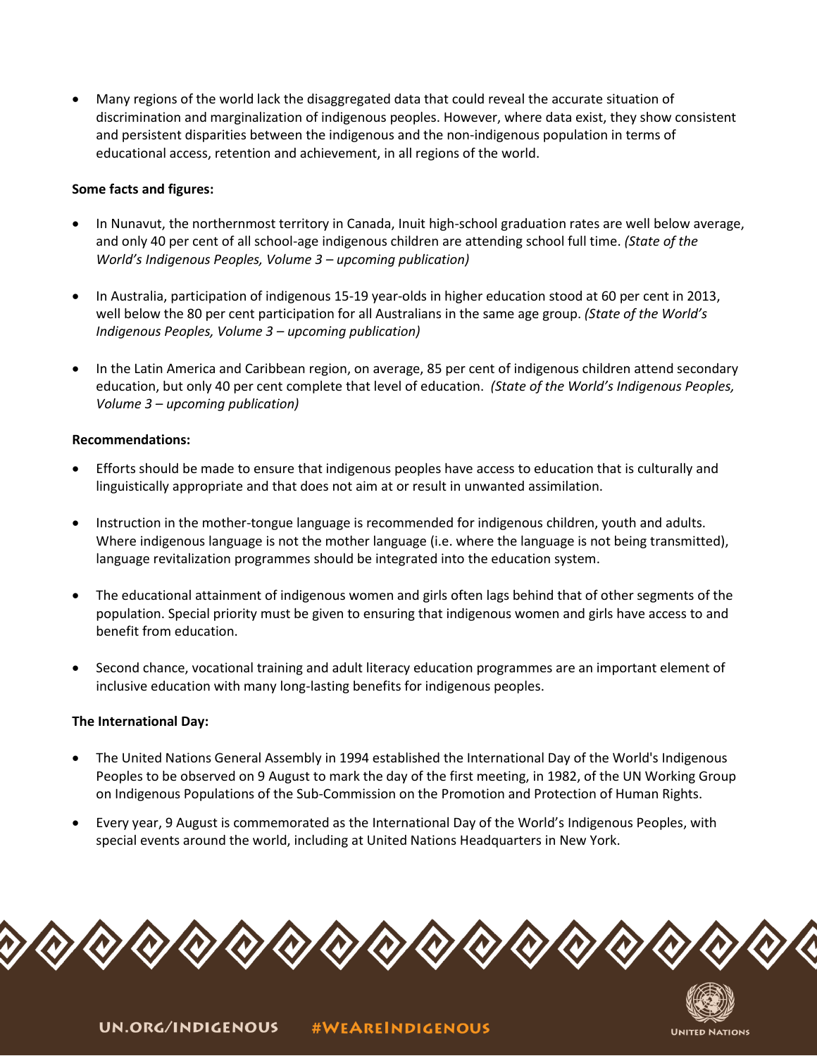- Many regions of the world lack the disaggregated data that could reveal the accurate situation of discrimination and marginalization of indigenous peoples. However, where data exist, they show consistent and persistent disparities between the indigenous and the non-indigenous population in terms of educational access, retention and achievement, in all regions of the world.

**Some facts and figures:**

- In Nunavut, the northernmost territory in Canada, Inuit high-school graduation rates are well below average, and only 40 per cent of all school-age indigenous children are attending school full time. *(State of the World's Indigenous Peoples, Volume 3 – upcoming publication)*

- In Australia, participation of indigenous 15-19 year-olds in higher education stood at 60 per cent in 2013, well below the 80 per cent participation for all Australians in the same age group. *(State of the World's Indigenous Peoples, Volume 3 – upcoming publication)*

- In the Latin America and Caribbean region, on average, 85 per cent of indigenous children attend secondary education, but only 40 per cent complete that level of education. *(State of the World's Indigenous Peoples, Volume 3 – upcoming publication)*

**Recommendations:**

- Efforts should be made to ensure that indigenous peoples have access to education that is culturally and linguistically appropriate and that does not aim at or result in unwanted assimilation.

- Instruction in the mother-tongue language is recommended for indigenous children, youth and adults. Where indigenous language is not the mother language (i.e. where the language is not being transmitted), language revitalization programmes should be integrated into the education system.

- The educational attainment of indigenous women and girls often lags behind that of other segments of the population. Special priority must be given to ensuring that indigenous women and girls have access to and benefit from education.

- Second chance, vocational training and adult literacy education programmes are an important element of inclusive education with many long-lasting benefits for indigenous peoples.

**The International Day:**

- The United Nations General Assembly in 1994 established the International Day of the World's Indigenous Peoples to be observed on 9 August to mark the day of the first meeting, in 1982, of the UN Working Group on Indigenous Populations of the Sub-Commission on the Promotion and Protection of Human Rights.

- Every year, 9 August is commemorated as the International Day of the World's Indigenous Peoples, with special events around the world, including at United Nations Headquarters in New York.

UN.ORG/INDIGENOUS #WEAREINDIGENOUS

UNITED NATIONS